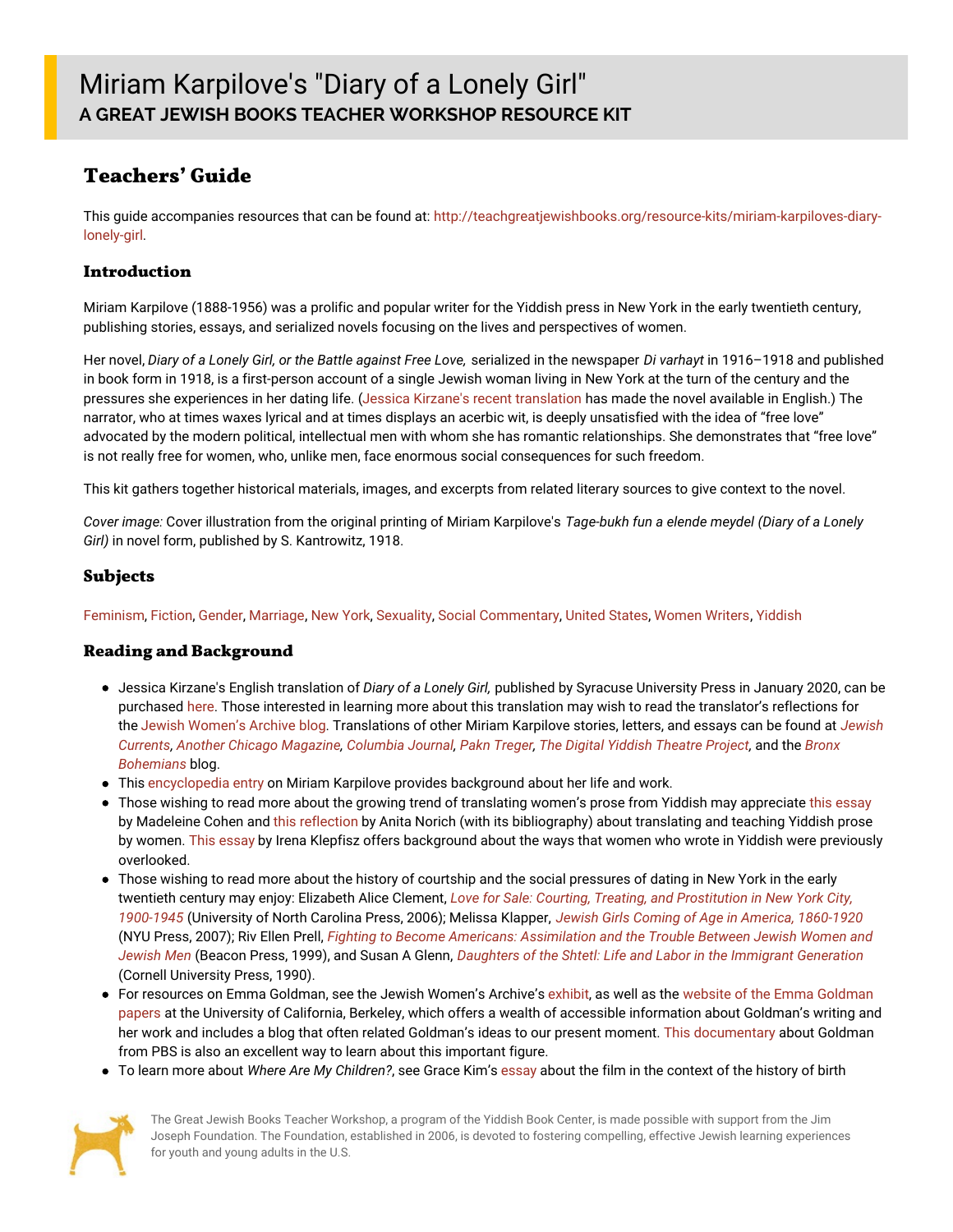# Miriam Karpilove's "Diary of a Lonely Girl"

**A GREAT JEWISH BOOKS TEACHER WORKSHOP RESOURCE KIT**

## Teachers' Guide

This guide accompanies resources that can be found at: http://teachgreatjewishbooks.org/resource-kits/miriam-karpiloves-diary-lonely-girl.

### Introduction

Miriam Karpilove (1888-1956) was a prolific and popular writer for the Yiddish press in New York in the early twentieth century, publishing stories, essays, and serialized novels focusing on the lives and perspectives of women.

Her novel, *Diary of a Lonely Girl, or the Battle against Free Love,* serialized in the newspaper *Di varhayt* in 1916–1918 and published in book form in 1918, is a first-person account of a single Jewish woman living in New York at the turn of the century and the pressures she experiences in her dating life. (Jessica Kirzane's recent translation has made the novel available in English.) The narrator, who at times waxes lyrical and at times displays an acerbic wit, is deeply unsatisfied with the idea of "free love" advocated by the modern political, intellectual men with whom she has romantic relationships. She demonstrates that "free love" is not really free for women, who, unlike men, face enormous social consequences for such freedom.

This kit gathers together historical materials, images, and excerpts from related literary sources to give context to the novel.

*Cover image:* Cover illustration from the original printing of Miriam Karpilove's *Tage-bukh fun a elende meydel (Diary of a Lonely Girl)* in novel form, published by S. Kantrowitz, 1918.

### Subjects

Feminism, Fiction, Gender, Marriage, New York, Sexuality, Social Commentary, United States, Women Writers, Yiddish

### Reading and Background

- Jessica Kirzane's English translation of *Diary of a Lonely Girl,* published by Syracuse University Press in January 2020, can be purchased here. Those interested in learning more about this translation may wish to read the translator's reflections for the Jewish Women's Archive blog. Translations of other Miriam Karpilove stories, letters, and essays can be found at *Jewish Currents*, *Another Chicago Magazine*, *Columbia Journal*, *Pakn Treger*, *The Digital Yiddish Theatre Project,* and the *Bronx Bohemians* blog.
- This encyclopedia entry on Miriam Karpilove provides background about her life and work.
- Those wishing to read more about the growing trend of translating women's prose from Yiddish may appreciate this essay by Madeleine Cohen and this reflection by Anita Norich (with its bibliography) about translating and teaching Yiddish prose by women. This essay by Irena Klepfisz offers background about the ways that women who wrote in Yiddish were previously overlooked.
- Those wishing to read more about the history of courtship and the social pressures of dating in New York in the early twentieth century may enjoy: Elizabeth Alice Clement, *Love for Sale: Courting, Treating, and Prostitution in New York City, 1900-1945* (University of North Carolina Press, 2006); Melissa Klapper, *Jewish Girls Coming of Age in America, 1860-1920* (NYU Press, 2007); Riv Ellen Prell, *Fighting to Become Americans: Assimilation and the Trouble Between Jewish Women and Jewish Men* (Beacon Press, 1999), and Susan A Glenn, *Daughters of the Shtetl: Life and Labor in the Immigrant Generation* (Cornell University Press, 1990).
- For resources on Emma Goldman, see the Jewish Women's Archive's exhibit, as well as the website of the Emma Goldman papers at the University of California, Berkeley, which offers a wealth of accessible information about Goldman's writing and her work and includes a blog that often related Goldman's ideas to our present moment. This documentary about Goldman from PBS is also an excellent way to learn about this important figure.
- To learn more about *Where Are My Children?*, see Grace Kim's essay about the film in the context of the history of birth

The Great Jewish Books Teacher Workshop, a program of the Yiddish Book Center, is made possible with support from the Jim Joseph Foundation. The Foundation, established in 2006, is devoted to fostering compelling, effective Jewish learning experiences for youth and young adults in the U.S.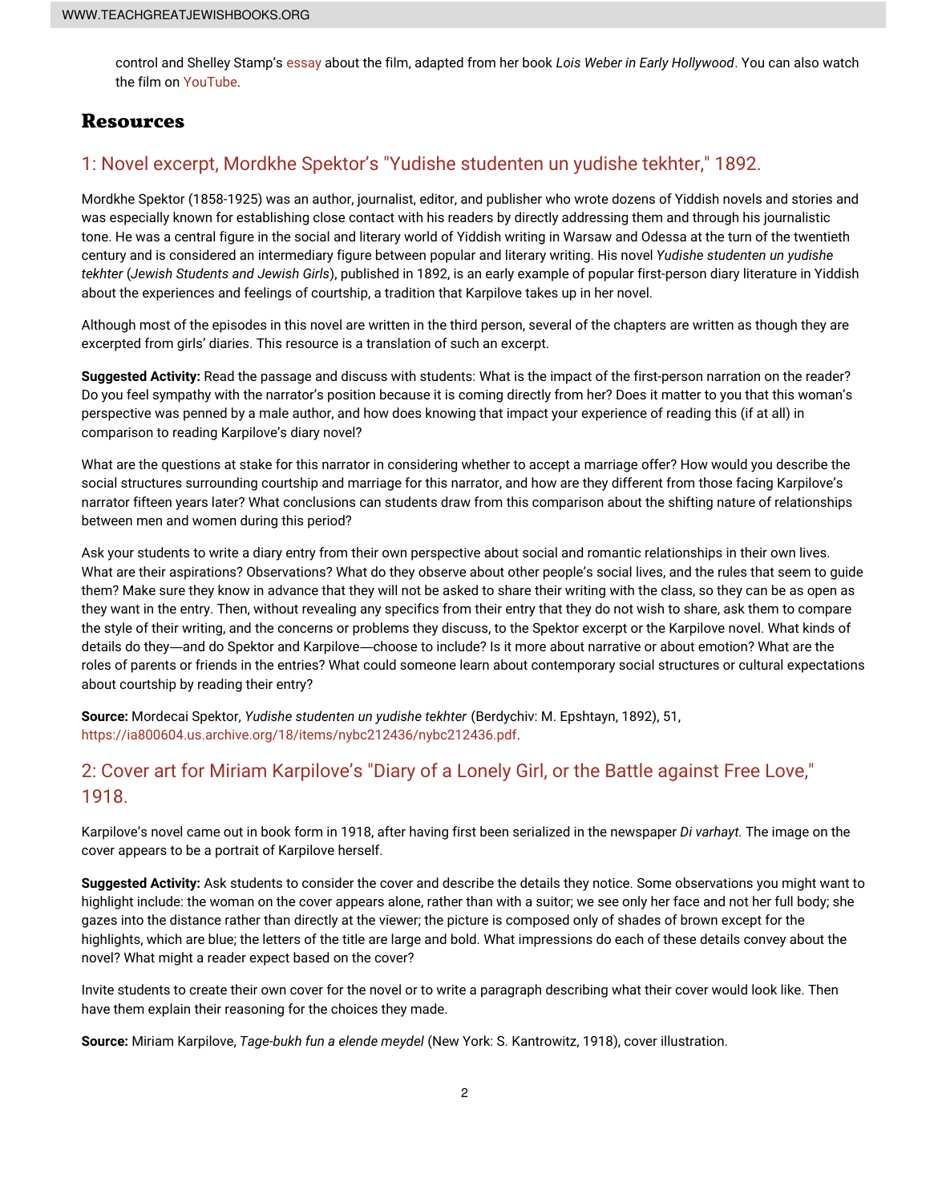control and Shelley Stamp's essay about the film, adapted from her book *Lois Weber in Early Hollywood*. You can also watch the film on YouTube.

## Resources

### 1: Novel excerpt, Mordkhe Spektor's "Yudishe studenten un yudishe tekhter," 1892.

Mordkhe Spektor (1858-1925) was an author, journalist, editor, and publisher who wrote dozens of Yiddish novels and stories and was especially known for establishing close contact with his readers by directly addressing them and through his journalistic tone. He was a central figure in the social and literary world of Yiddish writing in Warsaw and Odessa at the turn of the twentieth century and is considered an intermediary figure between popular and literary writing. His novel *Yudishe studenten un yudishe tekhter* (*Jewish Students and Jewish Girls*), published in 1892, is an early example of popular first-person diary literature in Yiddish about the experiences and feelings of courtship, a tradition that Karpilove takes up in her novel.

Although most of the episodes in this novel are written in the third person, several of the chapters are written as though they are excerpted from girls' diaries. This resource is a translation of such an excerpt.

**Suggested Activity:** Read the passage and discuss with students: What is the impact of the first-person narration on the reader? Do you feel sympathy with the narrator's position because it is coming directly from her? Does it matter to you that this woman's perspective was penned by a male author, and how does knowing that impact your experience of reading this (if at all) in comparison to reading Karpilove's diary novel?

What are the questions at stake for this narrator in considering whether to accept a marriage offer? How would you describe the social structures surrounding courtship and marriage for this narrator, and how are they different from those facing Karpilove's narrator fifteen years later? What conclusions can students draw from this comparison about the shifting nature of relationships between men and women during this period?

Ask your students to write a diary entry from their own perspective about social and romantic relationships in their own lives. What are their aspirations? Observations? What do they observe about other people's social lives, and the rules that seem to guide them? Make sure they know in advance that they will not be asked to share their writing with the class, so they can be as open as they want in the entry. Then, without revealing any specifics from their entry that they do not wish to share, ask them to compare the style of their writing, and the concerns or problems they discuss, to the Spektor excerpt or the Karpilove novel. What kinds of details do they—and do Spektor and Karpilove—choose to include? Is it more about narrative or about emotion? What are the roles of parents or friends in the entries? What could someone learn about contemporary social structures or cultural expectations about courtship by reading their entry?

**Source:** Mordecai Spektor, *Yudishe studenten un yudishe tekhter* (Berdychiv: M. Epshtayn, 1892), 51, https://ia800604.us.archive.org/18/items/nybc212436/nybc212436.pdf.

### 2: Cover art for Miriam Karpilove's "Diary of a Lonely Girl, or the Battle against Free Love," 1918.

Karpilove's novel came out in book form in 1918, after having first been serialized in the newspaper *Di varhayt.* The image on the cover appears to be a portrait of Karpilove herself.

**Suggested Activity:** Ask students to consider the cover and describe the details they notice. Some observations you might want to highlight include: the woman on the cover appears alone, rather than with a suitor; we see only her face and not her full body; she gazes into the distance rather than directly at the viewer; the picture is composed only of shades of brown except for the highlights, which are blue; the letters of the title are large and bold. What impressions do each of these details convey about the novel? What might a reader expect based on the cover?

Invite students to create their own cover for the novel or to write a paragraph describing what their cover would look like. Then have them explain their reasoning for the choices they made.

**Source:** Miriam Karpilove, *Tage-bukh fun a elende meydel* (New York: S. Kantrowitz, 1918), cover illustration.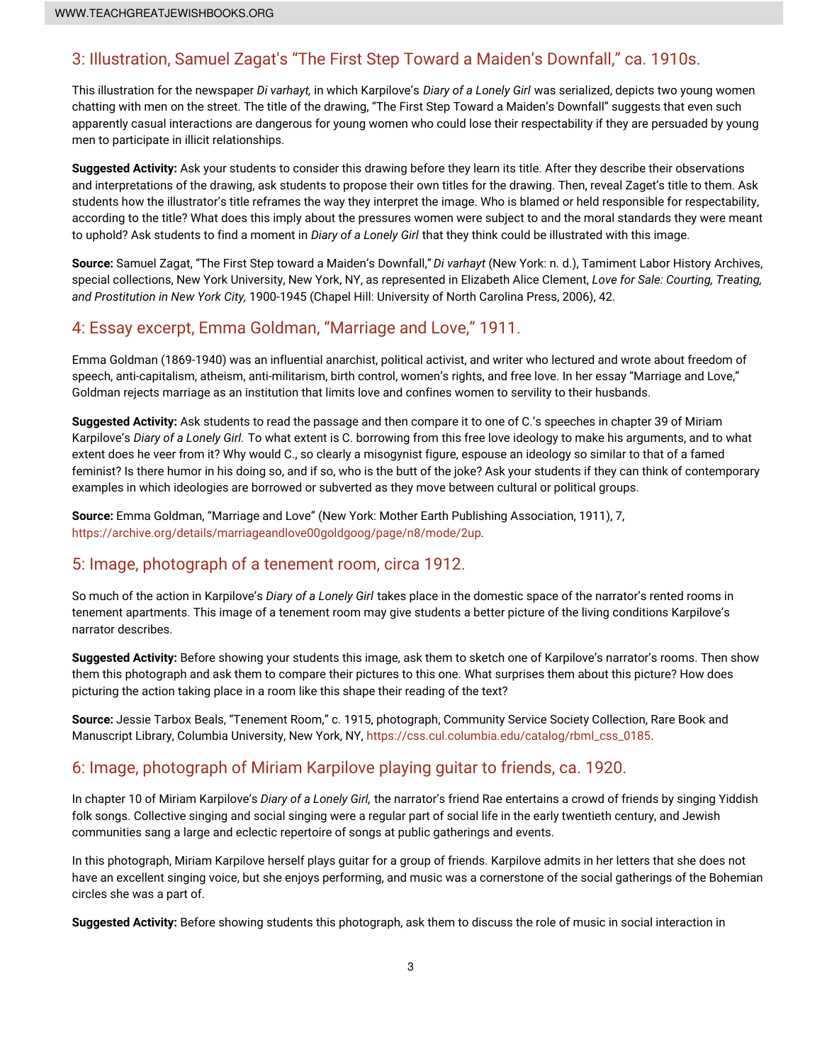## 3: Illustration, Samuel Zagat's "The First Step Toward a Maiden's Downfall," ca. 1910s.

This illustration for the newspaper *Di varhayt,* in which Karpilove's *Diary of a Lonely Girl* was serialized, depicts two young women chatting with men on the street. The title of the drawing, "The First Step Toward a Maiden's Downfall" suggests that even such apparently casual interactions are dangerous for young women who could lose their respectability if they are persuaded by young men to participate in illicit relationships.

**Suggested Activity:** Ask your students to consider this drawing before they learn its title. After they describe their observations and interpretations of the drawing, ask students to propose their own titles for the drawing. Then, reveal Zaget's title to them. Ask students how the illustrator's title reframes the way they interpret the image. Who is blamed or held responsible for respectability, according to the title? What does this imply about the pressures women were subject to and the moral standards they were meant to uphold? Ask students to find a moment in *Diary of a Lonely Girl* that they think could be illustrated with this image.

**Source:** Samuel Zagat, "The First Step toward a Maiden's Downfall," *Di varhayt* (New York: n. d.), Tamiment Labor History Archives, special collections, New York University, New York, NY, as represented in Elizabeth Alice Clement, *Love for Sale: Courting, Treating, and Prostitution in New York City,* 1900-1945 (Chapel Hill: University of North Carolina Press, 2006), 42.

## 4: Essay excerpt, Emma Goldman, "Marriage and Love," 1911.

Emma Goldman (1869-1940) was an influential anarchist, political activist, and writer who lectured and wrote about freedom of speech, anti-capitalism, atheism, anti-militarism, birth control, women's rights, and free love. In her essay "Marriage and Love," Goldman rejects marriage as an institution that limits love and confines women to servility to their husbands.

**Suggested Activity:** Ask students to read the passage and then compare it to one of C.'s speeches in chapter 39 of Miriam Karpilove's *Diary of a Lonely Girl.* To what extent is C. borrowing from this free love ideology to make his arguments, and to what extent does he veer from it? Why would C., so clearly a misogynist figure, espouse an ideology so similar to that of a famed feminist? Is there humor in his doing so, and if so, who is the butt of the joke? Ask your students if they can think of contemporary examples in which ideologies are borrowed or subverted as they move between cultural or political groups.

**Source:** Emma Goldman, "Marriage and Love" (New York: Mother Earth Publishing Association, 1911), 7, https://archive.org/details/marriageandlove00goldgoog/page/n8/mode/2up.

## 5: Image, photograph of a tenement room, circa 1912.

So much of the action in Karpilove's *Diary of a Lonely Girl* takes place in the domestic space of the narrator's rented rooms in tenement apartments. This image of a tenement room may give students a better picture of the living conditions Karpilove's narrator describes.

**Suggested Activity:** Before showing your students this image, ask them to sketch one of Karpilove's narrator's rooms. Then show them this photograph and ask them to compare their pictures to this one. What surprises them about this picture? How does picturing the action taking place in a room like this shape their reading of the text?

**Source:** Jessie Tarbox Beals, "Tenement Room," c. 1915, photograph, Community Service Society Collection, Rare Book and Manuscript Library, Columbia University, New York, NY, https://css.cul.columbia.edu/catalog/rbml_css_0185.

## 6: Image, photograph of Miriam Karpilove playing guitar to friends, ca. 1920.

In chapter 10 of Miriam Karpilove's *Diary of a Lonely Girl,* the narrator's friend Rae entertains a crowd of friends by singing Yiddish folk songs. Collective singing and social singing were a regular part of social life in the early twentieth century, and Jewish communities sang a large and eclectic repertoire of songs at public gatherings and events.

In this photograph, Miriam Karpilove herself plays guitar for a group of friends. Karpilove admits in her letters that she does not have an excellent singing voice, but she enjoys performing, and music was a cornerstone of the social gatherings of the Bohemian circles she was a part of.

**Suggested Activity:** Before showing students this photograph, ask them to discuss the role of music in social interaction in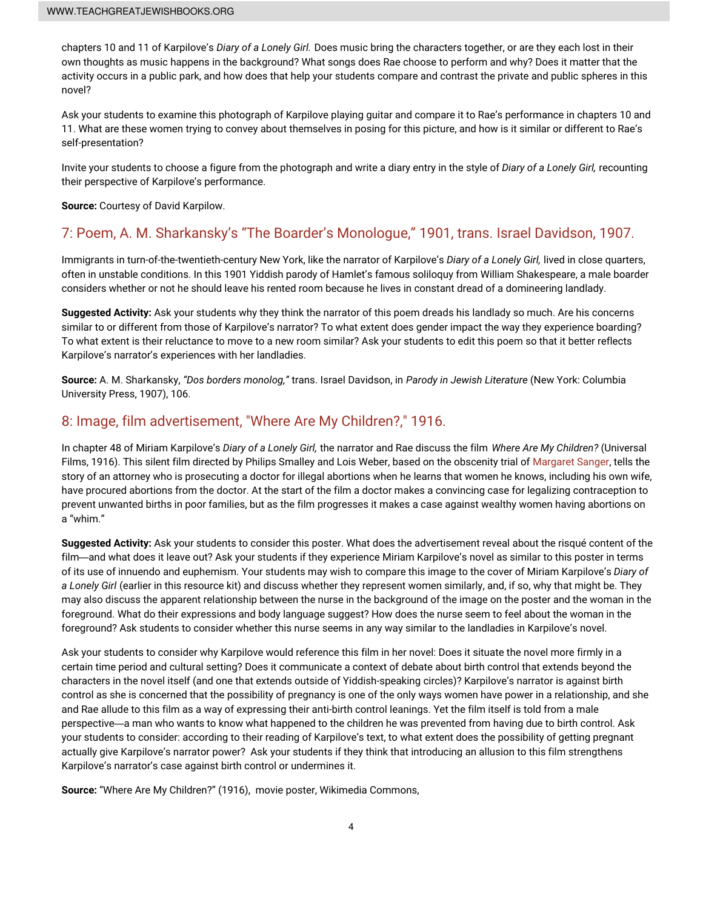chapters 10 and 11 of Karpilove's *Diary of a Lonely Girl.* Does music bring the characters together, or are they each lost in their own thoughts as music happens in the background? What songs does Rae choose to perform and why? Does it matter that the activity occurs in a public park, and how does that help your students compare and contrast the private and public spheres in this novel?

Ask your students to examine this photograph of Karpilove playing guitar and compare it to Rae's performance in chapters 10 and 11. What are these women trying to convey about themselves in posing for this picture, and how is it similar or different to Rae's self-presentation?

Invite your students to choose a figure from the photograph and write a diary entry in the style of *Diary of a Lonely Girl,* recounting their perspective of Karpilove's performance.

**Source:** Courtesy of David Karpilow.

## 7: Poem, A. M. Sharkansky's "The Boarder's Monologue," 1901, trans. Israel Davidson, 1907.

Immigrants in turn-of-the-twentieth-century New York, like the narrator of Karpilove's *Diary of a Lonely Girl,* lived in close quarters, often in unstable conditions. In this 1901 Yiddish parody of Hamlet's famous soliloquy from William Shakespeare, a male boarder considers whether or not he should leave his rented room because he lives in constant dread of a domineering landlady.

**Suggested Activity:** Ask your students why they think the narrator of this poem dreads his landlady so much. Are his concerns similar to or different from those of Karpilove's narrator? To what extent does gender impact the way they experience boarding? To what extent is their reluctance to move to a new room similar? Ask your students to edit this poem so that it better reflects Karpilove's narrator's experiences with her landladies.

**Source:** A. M. Sharkansky, *"Dos borders monolog,"* trans. Israel Davidson, in *Parody in Jewish Literature* (New York: Columbia University Press, 1907), 106.

## 8: Image, film advertisement, "Where Are My Children?," 1916.

In chapter 48 of Miriam Karpilove's *Diary of a Lonely Girl,* the narrator and Rae discuss the film *Where Are My Children?* (Universal Films, 1916). This silent film directed by Philips Smalley and Lois Weber, based on the obscenity trial of Margaret Sanger, tells the story of an attorney who is prosecuting a doctor for illegal abortions when he learns that women he knows, including his own wife, have procured abortions from the doctor. At the start of the film a doctor makes a convincing case for legalizing contraception to prevent unwanted births in poor families, but as the film progresses it makes a case against wealthy women having abortions on a "whim."

**Suggested Activity:** Ask your students to consider this poster. What does the advertisement reveal about the risqué content of the film—and what does it leave out? Ask your students if they experience Miriam Karpilove's novel as similar to this poster in terms of its use of innuendo and euphemism. Your students may wish to compare this image to the cover of Miriam Karpilove's *Diary of a Lonely Girl* (earlier in this resource kit) and discuss whether they represent women similarly, and, if so, why that might be. They may also discuss the apparent relationship between the nurse in the background of the image on the poster and the woman in the foreground. What do their expressions and body language suggest? How does the nurse seem to feel about the woman in the foreground? Ask students to consider whether this nurse seems in any way similar to the landladies in Karpilove's novel.

Ask your students to consider why Karpilove would reference this film in her novel: Does it situate the novel more firmly in a certain time period and cultural setting? Does it communicate a context of debate about birth control that extends beyond the characters in the novel itself (and one that extends outside of Yiddish-speaking circles)? Karpilove's narrator is against birth control as she is concerned that the possibility of pregnancy is one of the only ways women have power in a relationship, and she and Rae allude to this film as a way of expressing their anti-birth control leanings. Yet the film itself is told from a male perspective—a man who wants to know what happened to the children he was prevented from having due to birth control. Ask your students to consider: according to their reading of Karpilove's text, to what extent does the possibility of getting pregnant actually give Karpilove's narrator power? Ask your students if they think that introducing an allusion to this film strengthens Karpilove's narrator's case against birth control or undermines it.

**Source:** "Where Are My Children?" (1916), movie poster, Wikimedia Commons,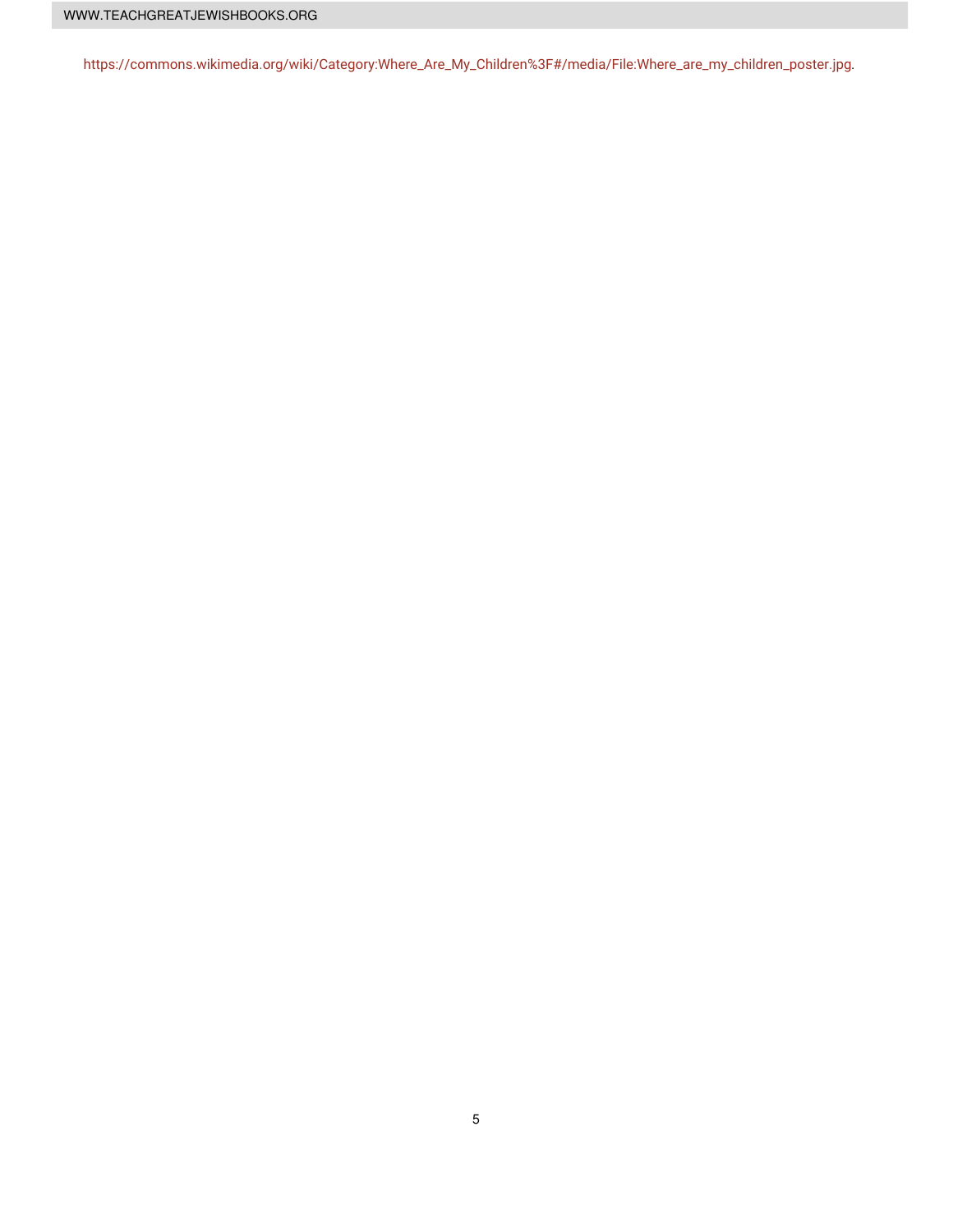https://commons.wikimedia.org/wiki/Category:Where_Are_My_Children%3F#/media/File:Where_are_my_children_poster.jpg.